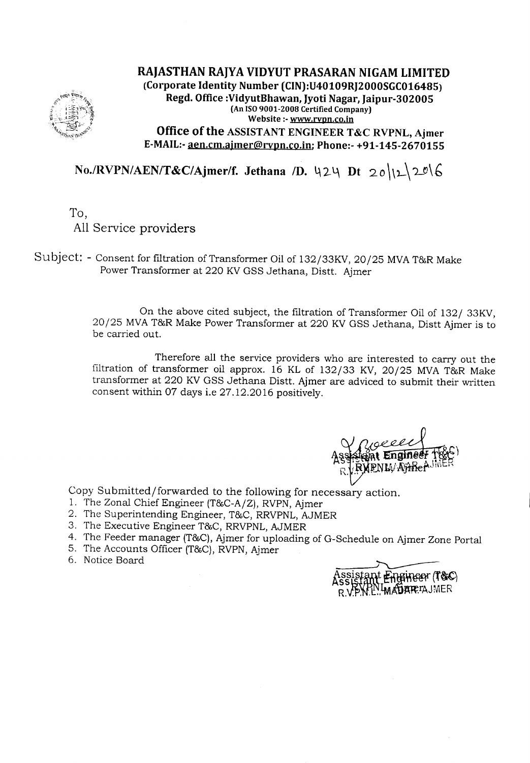# RAJASTHAN RAJYA VIDYUT PRASARAN NIGAM LIMITED

**(Corporate Identity Number (CIN):U40109RJ2000SGC016485)**

**Regd. Office :VidyutBhawan, Jyoti Nagar, Jaipur-302005**

**(An ISO 9001-2008 Certified Company)**

**Website :- www.rvpn.co.in**

**Office of the ASSISTANT ENGINEER T&C RVPNL, Ajmer**

**E-MAIL:- aen.cm.ajmer@rvpn.co.in; Phone:- +91-145-2670155**

**No./RVPN/AEN/T&C/Ajmer/f. Jethana /D. 424 Dt 20\12\2016**

To,

All Service providers

Subject: - Consent for filtration of Transformer Oil of 132/33KV, 20/25 MVA T&R Make Power Transformer at 220 KV GSS Jethana, Distt. Ajmer

On the above cited subject, the filtration of Transformer Oil of 132/ 33KV, 20/25 MVA T&R Make Power Transformer at 220 KV GSS Jethana, Distt Ajmer is to be carried out.

Therefore all the service providers who are interested to carry out the filtration of transformer oil approx. 16 KL of 132/33 KV, 20/25 MVA T&R Make transformer at 220 KV GSS Jethana Distt. Ajmer are adviced to submit their written consent within 07 days i.e 27.12.2016 positively.

Assistant Engineer T&C
R.V.P.N.L. Ajmer

Copy Submitted/forwarded to the following for necessary action.

1. The Zonal Chief Engineer (T&C-A/Z), RVPN, Ajmer
2. The Superintending Engineer, T&C, RRVPNL, AJMER
3. The Executive Engineer T&C, RRVPNL, AJMER
4. The Feeder manager (T&C), Ajmer for uploading of G-Schedule on Ajmer Zone Portal
5. The Accounts Officer (T&C), RVPN, Ajmer
6. Notice Board

Assistant Engineer (T&C)
R.V.P.N.L. AJMER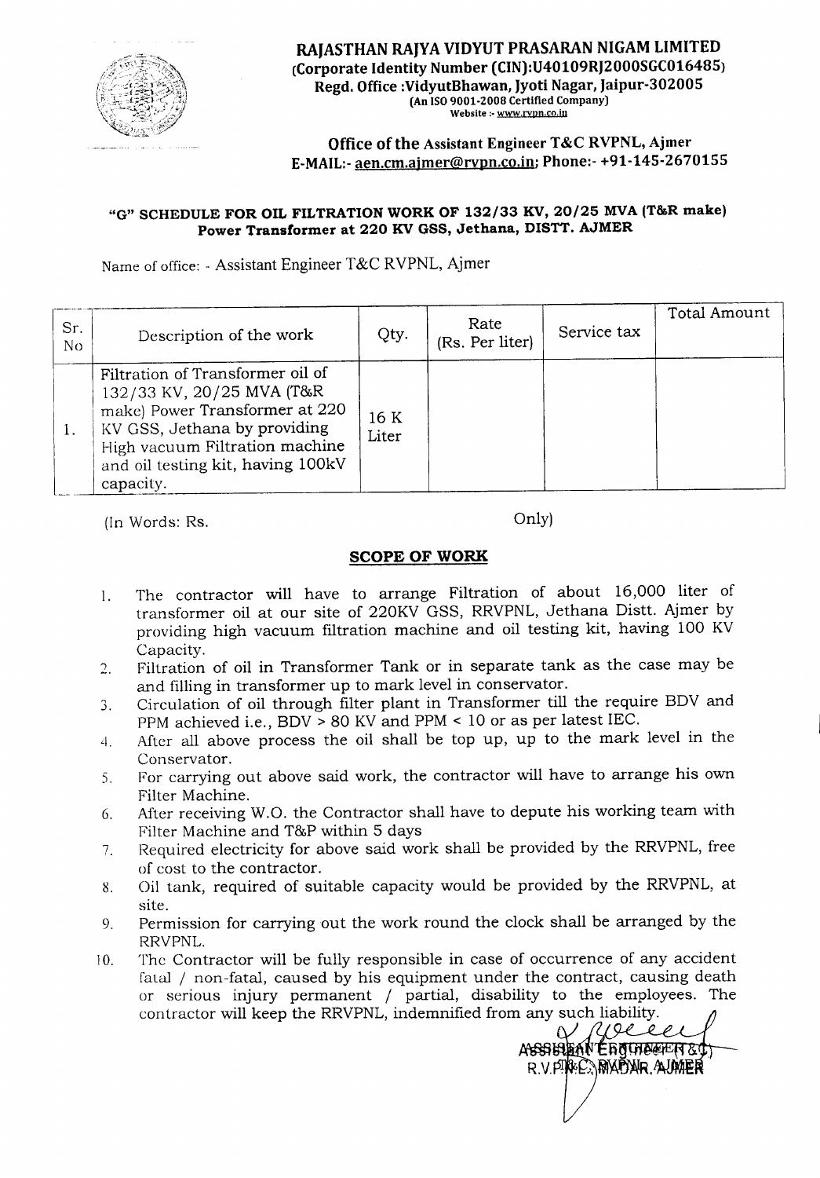# RAJASTHAN RAJYA VIDYUT PRASARAN NIGAM LIMITED

**(Corporate Identity Number (CIN):U40109RJ2000SGC016485)**

**Regd. Office :VidyutBhawan, Jyoti Nagar, Jaipur-302005**

(An ISO 9001-2008 Certified Company)

Website :- www.rvpn.co.in

## Office of the Assistant Engineer T&C RVPNL, Ajmer

**E-MAIL:- aen.cm.ajmer@rvpn.co.in; Phone:- +91-145-2670155**

### "G" SCHEDULE FOR OIL FILTRATION WORK OF 132/33 KV, 20/25 MVA (T&R make) Power Transformer at 220 KV GSS, Jethana, DISTT. AJMER

Name of office: - Assistant Engineer T&C RVPNL, Ajmer

| Sr. No | Description of the work | Qty. | Rate (Rs. Per liter) | Service tax | Total Amount |
|---|---|---|---|---|---|
| 1. | Filtration of Transformer oil of 132/33 KV, 20/25 MVA (T&R make) Power Transformer at 220 KV GSS, Jethana by providing High vacuum Filtration machine and oil testing kit, having 100kV capacity. | 16 K Liter | | | |

(In Words: Rs. Only)

## SCOPE OF WORK

1. The contractor will have to arrange Filtration of about 16,000 liter of transformer oil at our site of 220KV GSS, RRVPNL, Jethana Distt. Ajmer by providing high vacuum filtration machine and oil testing kit, having 100 KV Capacity.
2. Filtration of oil in Transformer Tank or in separate tank as the case may be and filling in transformer up to mark level in conservator.
3. Circulation of oil through filter plant in Transformer till the require BDV and PPM achieved i.e., BDV > 80 KV and PPM < 10 or as per latest IEC.
4. After all above process the oil shall be top up, up to the mark level in the Conservator.
5. For carrying out above said work, the contractor will have to arrange his own Filter Machine.
6. After receiving W.O. the Contractor shall have to depute his working team with Filter Machine and T&P within 5 days
7. Required electricity for above said work shall be provided by the RRVPNL, free of cost to the contractor.
8. Oil tank, required of suitable capacity would be provided by the RRVPNL, at site.
9. Permission for carrying out the work round the clock shall be arranged by the RRVPNL.
10. The Contractor will be fully responsible in case of occurrence of any accident fatal / non-fatal, caused by his equipment under the contract, causing death or serious injury permanent / partial, disability to the employees. The contractor will keep the RRVPNL, indemnified from any such liability.

ASSISTANT ENGINEER (T&C)
R.V.P.N.L., MADAR, AJMER